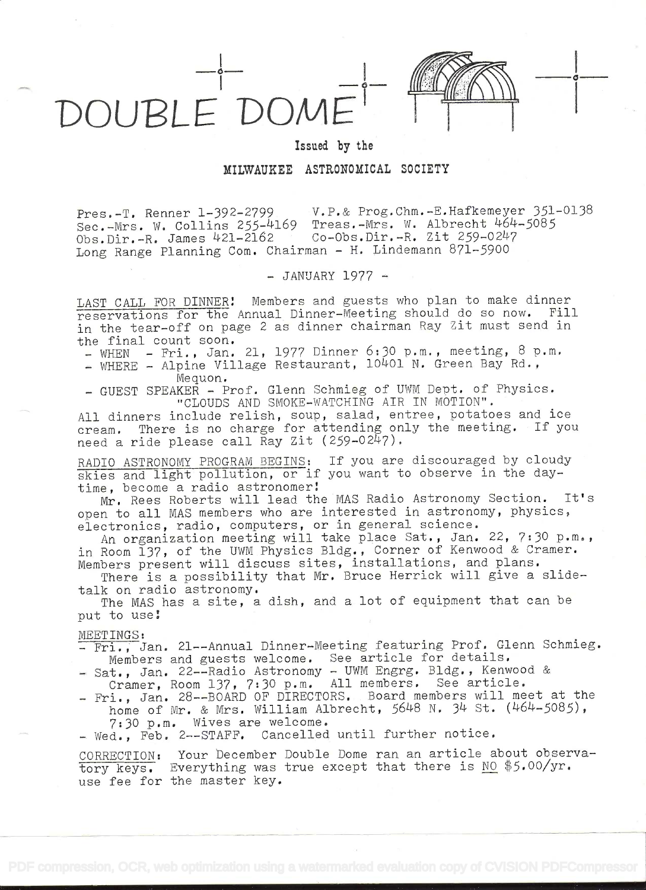# DOUBLE DOME

**Issued by the**

**MILWAUKEE ASTRONOMICAL SOCIETY**

Pres.-T. Renner 1-392-2799 V.P.& Prog.Chm.-E.Hafkemeyer 351-0138
Sec.-Mrs. W. Collins 255-4169 Treas.-Mrs. W. Albrecht 464-5085
Obs.Dir.-R. James 421-2162 Co-Obs.Dir.-R. Zit 259-0247
Long Range Planning Com. Chairman - H. Lindemann 871-5900

\- JANUARY 1977 -

LAST CALL FOR DINNER! Members and guests who plan to make dinner reservations for the Annual Dinner-Meeting should do so now. Fill in the tear-off on page 2 as dinner chairman Ray Zit must send in the final count soon.

- WHEN - Fri., Jan. 21, 1977 Dinner 6:30 p.m., meeting, 8 p.m.
- WHERE - Alpine Village Restaurant, 10401 N. Green Bay Rd., Mequon.
- GUEST SPEAKER - Prof. Glenn Schmieg of UWM Dept. of Physics. "CLOUDS AND SMOKE-WATCHING AIR IN MOTION".

All dinners include relish, soup, salad, entree, potatoes and ice cream. There is no charge for attending only the meeting. If you need a ride please call Ray Zit (259-0247).

RADIO ASTRONOMY PROGRAM BEGINS: If you are discouraged by cloudy skies and light pollution, or if you want to observe in the daytime, become a radio astronomer!

Mr. Rees Roberts will lead the MAS Radio Astronomy Section. It's open to all MAS members who are interested in astronomy, physics, electronics, radio, computers, or in general science.

An organization meeting will take place Sat., Jan. 22, 7:30 p.m., in Room 137, of the UWM Physics Bldg., Corner of Kenwood & Cramer. Members present will discuss sites, installations, and plans.

There is a possibility that Mr. Bruce Herrick will give a slide-talk on radio astronomy.

The MAS has a site, a dish, and a lot of equipment that can be put to use!

MEETINGS:

- Fri., Jan. 21--Annual Dinner-Meeting featuring Prof. Glenn Schmieg. Members and guests welcome. See article for details.
- Sat., Jan. 22--Radio Astronomy - UWM Engrg. Bldg., Kenwood & Cramer, Room 137, 7:30 p.m. All members. See article.
- Fri., Jan. 28--BOARD OF DIRECTORS. Board members will meet at the home of Mr. & Mrs. William Albrecht, 5648 N. 34 St. (464-5085), 7:30 p.m. Wives are welcome.
- Wed., Feb. 2--STAFF. Cancelled until further notice.

CORRECTION: Your December Double Dome ran an article about observatory keys. Everything was true except that there is NO $5.00/yr. use fee for the master key.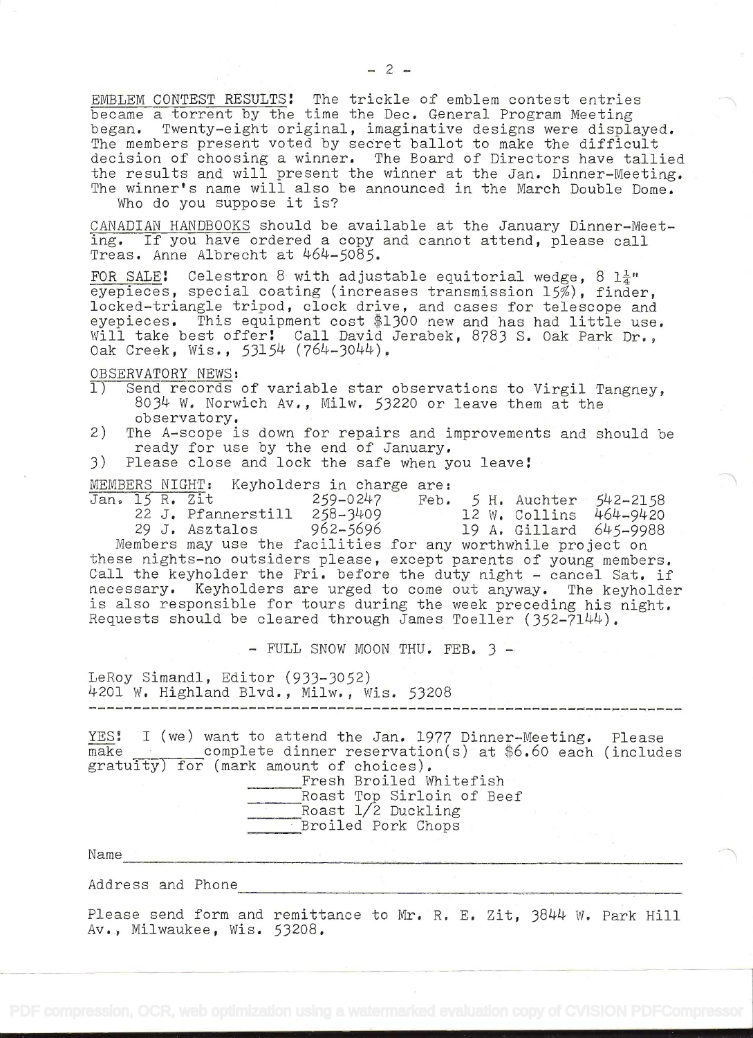EMBLEM CONTEST RESULTS! The trickle of emblem contest entries became a torrent by the time the Dec. General Program Meeting began. Twenty-eight original, imaginative designs were displayed. The members present voted by secret ballot to make the difficult decision of choosing a winner. The Board of Directors have tallied the results and will present the winner at the Jan. Dinner-Meeting. The winner's name will also be announced in the March Double Dome. Who do you suppose it is?

CANADIAN HANDBOOKS should be available at the January Dinner-Meeting. If you have ordered a copy and cannot attend, please call Treas. Anne Albrecht at 464-5085.

FOR SALE! Celestron 8 with adjustable equitorial wedge, 8 1¼" eyepieces, special coating (increases transmission 15%), finder, locked-triangle tripod, clock drive, and cases for telescope and eyepieces. This equipment cost $1300 new and has had little use. Will take best offer! Call David Jerabek, 8783 S. Oak Park Dr., Oak Creek, Wis., 53154 (764-3044).

OBSERVATORY NEWS:

1) Send records of variable star observations to Virgil Tangney, 8034 W. Norwich Av., Milw. 53220 or leave them at the observatory.
2) The A-scope is down for repairs and improvements and should be ready for use by the end of January.
3) Please close and lock the safe when you leave!

MEMBERS NIGHT: Keyholders in charge are:

| | | | | | |
|---|---|---|---|---|---|
| Jan. 15 | R. Zit | 259-0247 | Feb. 5 | H. Auchter | 542-2158 |
| 22 | J. Pfannerstill | 258-3409 | 12 | W. Collins | 464-9420 |
| 29 | J. Asztalos | 962-5696 | 19 | A. Gillard | 645-9988 |

Members may use the facilities for any worthwhile project on these nights-no outsiders please, except parents of young members. Call the keyholder the Fri. before the duty night - cancel Sat. if necessary. Keyholders are urged to come out anyway. The keyholder is also responsible for tours during the week preceding his night. Requests should be cleared through James Toeller (352-7144).

\- FULL SNOW MOON THU. FEB. 3 -

LeRoy Simandl, Editor (933-3052)
4201 W. Highland Blvd., Milw., Wis. 53208

---

YES! I (we) want to attend the Jan. 1977 Dinner-Meeting. Please make ________ complete dinner reservation(s) at $6.60 each (includes gratuity) for (mark amount of choices).

______ Fresh Broiled Whitefish
______ Roast Top Sirloin of Beef
______ Roast 1/2 Duckling
______ Broiled Pork Chops

Name ____________________________________________

Address and Phone ____________________________________________

Please send form and remittance to Mr. R. E. Zit, 3844 W. Park Hill Av., Milwaukee, Wis. 53208.